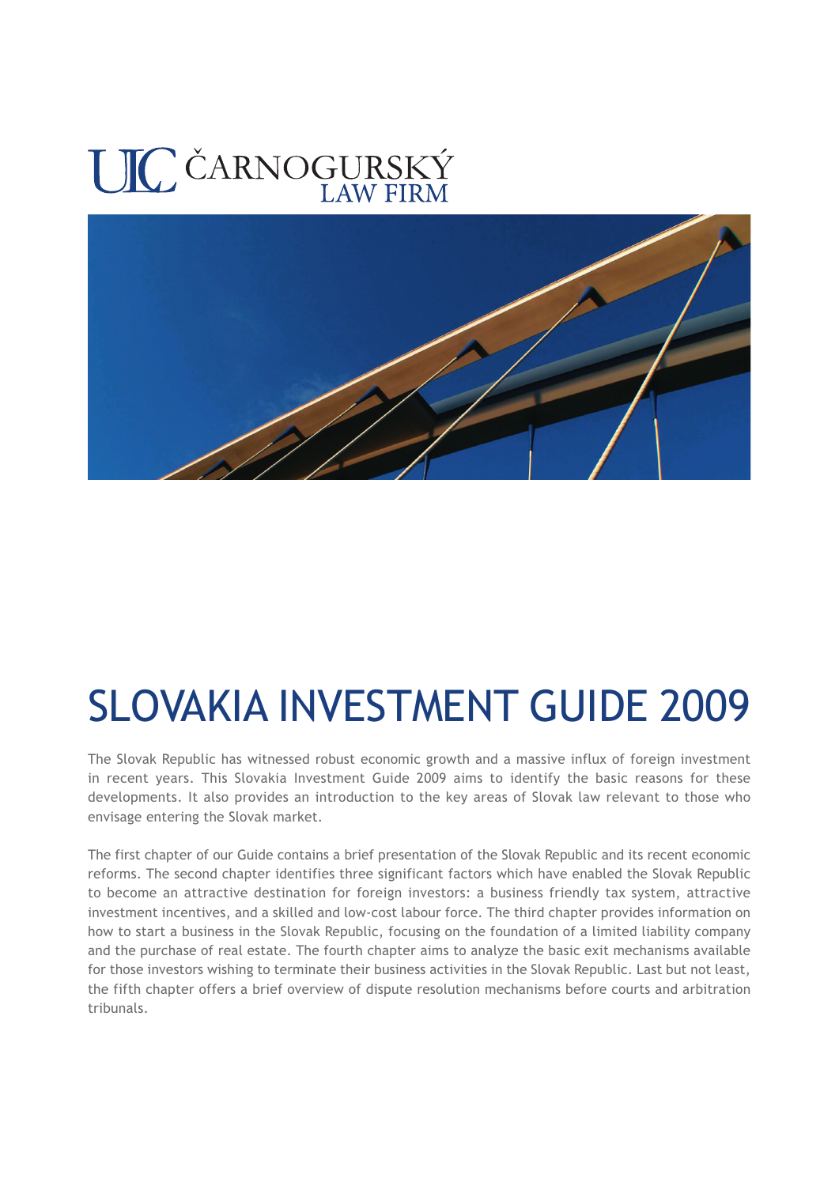ČARNOGURSKÝ
LAW FIRM

# SLOVAKIA INVESTMENT GUIDE 2009

The Slovak Republic has witnessed robust economic growth and a massive influx of foreign investment in recent years. This Slovakia Investment Guide 2009 aims to identify the basic reasons for these developments. It also provides an introduction to the key areas of Slovak law relevant to those who envisage entering the Slovak market.

The first chapter of our Guide contains a brief presentation of the Slovak Republic and its recent economic reforms. The second chapter identifies three significant factors which have enabled the Slovak Republic to become an attractive destination for foreign investors: a business friendly tax system, attractive investment incentives, and a skilled and low-cost labour force. The third chapter provides information on how to start a business in the Slovak Republic, focusing on the foundation of a limited liability company and the purchase of real estate. The fourth chapter aims to analyze the basic exit mechanisms available for those investors wishing to terminate their business activities in the Slovak Republic. Last but not least, the fifth chapter offers a brief overview of dispute resolution mechanisms before courts and arbitration tribunals.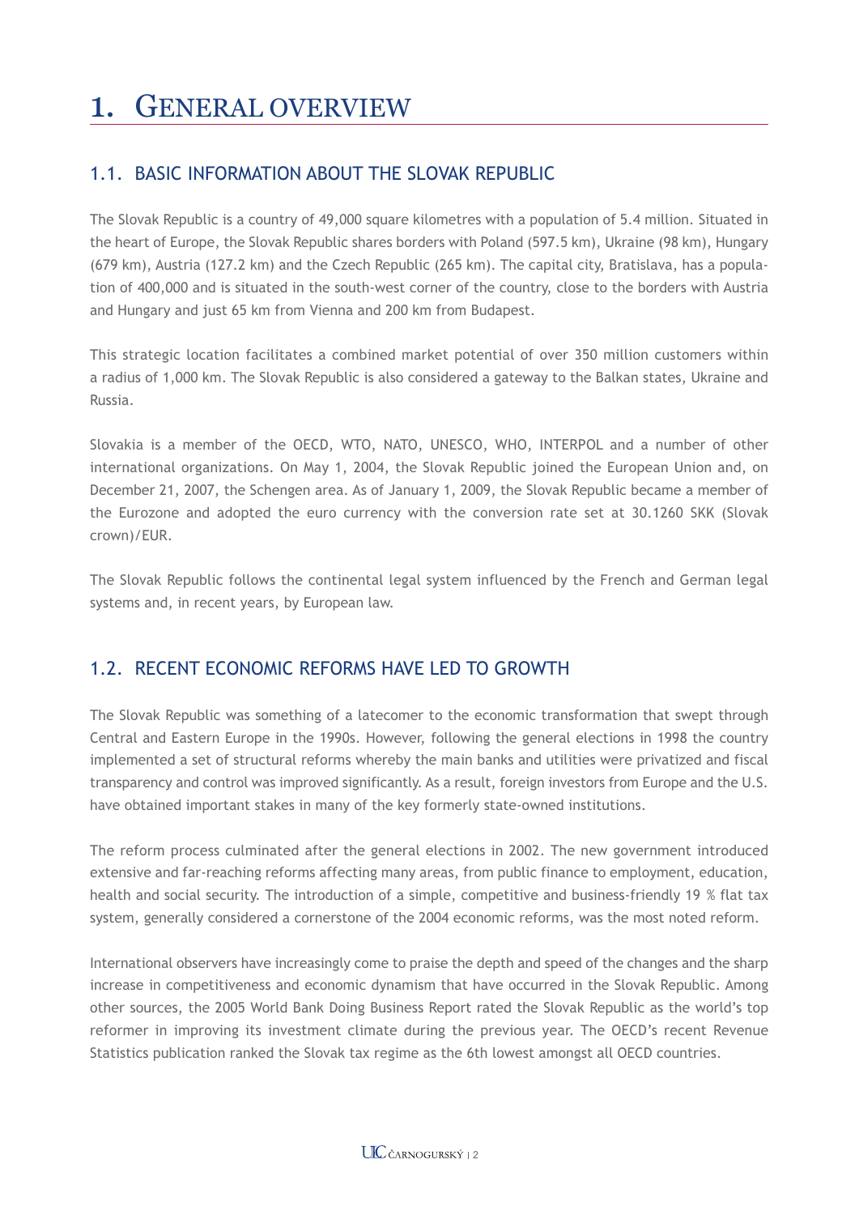# 1. GENERAL OVERVIEW

## 1.1. BASIC INFORMATION ABOUT THE SLOVAK REPUBLIC

The Slovak Republic is a country of 49,000 square kilometres with a population of 5.4 million. Situated in the heart of Europe, the Slovak Republic shares borders with Poland (597.5 km), Ukraine (98 km), Hungary (679 km), Austria (127.2 km) and the Czech Republic (265 km). The capital city, Bratislava, has a population of 400,000 and is situated in the south-west corner of the country, close to the borders with Austria and Hungary and just 65 km from Vienna and 200 km from Budapest.

This strategic location facilitates a combined market potential of over 350 million customers within a radius of 1,000 km. The Slovak Republic is also considered a gateway to the Balkan states, Ukraine and Russia.

Slovakia is a member of the OECD, WTO, NATO, UNESCO, WHO, INTERPOL and a number of other international organizations. On May 1, 2004, the Slovak Republic joined the European Union and, on December 21, 2007, the Schengen area. As of January 1, 2009, the Slovak Republic became a member of the Eurozone and adopted the euro currency with the conversion rate set at 30.1260 SKK (Slovak crown)/EUR.

The Slovak Republic follows the continental legal system influenced by the French and German legal systems and, in recent years, by European law.

## 1.2. RECENT ECONOMIC REFORMS HAVE LED TO GROWTH

The Slovak Republic was something of a latecomer to the economic transformation that swept through Central and Eastern Europe in the 1990s. However, following the general elections in 1998 the country implemented a set of structural reforms whereby the main banks and utilities were privatized and fiscal transparency and control was improved significantly. As a result, foreign investors from Europe and the U.S. have obtained important stakes in many of the key formerly state-owned institutions.

The reform process culminated after the general elections in 2002. The new government introduced extensive and far-reaching reforms affecting many areas, from public finance to employment, education, health and social security. The introduction of a simple, competitive and business-friendly 19 % flat tax system, generally considered a cornerstone of the 2004 economic reforms, was the most noted reform.

International observers have increasingly come to praise the depth and speed of the changes and the sharp increase in competitiveness and economic dynamism that have occurred in the Slovak Republic. Among other sources, the 2005 World Bank Doing Business Report rated the Slovak Republic as the world's top reformer in improving its investment climate during the previous year. The OECD's recent Revenue Statistics publication ranked the Slovak tax regime as the 6th lowest amongst all OECD countries.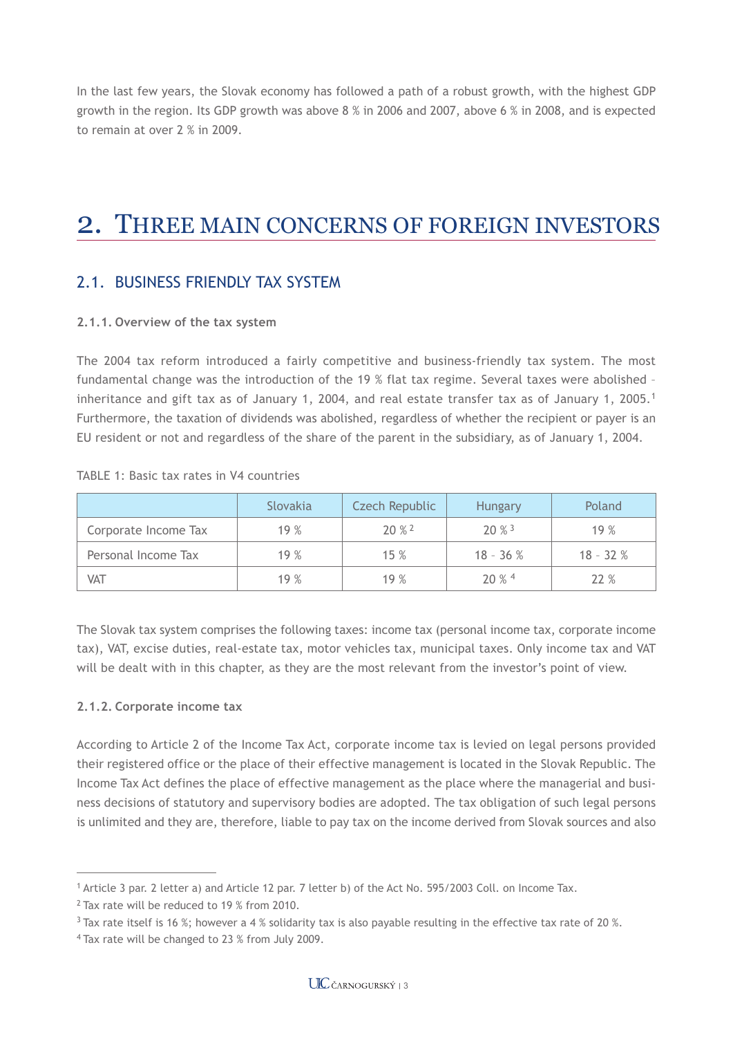In the last few years, the Slovak economy has followed a path of a robust growth, with the highest GDP growth in the region. Its GDP growth was above 8 % in 2006 and 2007, above 6 % in 2008, and is expected to remain at over 2 % in 2009.

# 2. THREE MAIN CONCERNS OF FOREIGN INVESTORS

## 2.1. BUSINESS FRIENDLY TAX SYSTEM

#### 2.1.1. Overview of the tax system

The 2004 tax reform introduced a fairly competitive and business-friendly tax system. The most fundamental change was the introduction of the 19 % flat tax regime. Several taxes were abolished – inheritance and gift tax as of January 1, 2004, and real estate transfer tax as of January 1, 2005.[1] Furthermore, the taxation of dividends was abolished, regardless of whether the recipient or payer is an EU resident or not and regardless of the share of the parent in the subsidiary, as of January 1, 2004.

TABLE 1: Basic tax rates in V4 countries

| | Slovakia | Czech Republic | Hungary | Poland |
|---|---|---|---|---|
| Corporate Income Tax | 19 % | 20 % [2] | 20 % [3] | 19 % |
| Personal Income Tax | 19 % | 15 % | 18 – 36 % | 18 – 32 % |
| VAT | 19 % | 19 % | 20 % [4] | 22 % |

The Slovak tax system comprises the following taxes: income tax (personal income tax, corporate income tax), VAT, excise duties, real-estate tax, motor vehicles tax, municipal taxes. Only income tax and VAT will be dealt with in this chapter, as they are the most relevant from the investor's point of view.

#### 2.1.2. Corporate income tax

According to Article 2 of the Income Tax Act, corporate income tax is levied on legal persons provided their registered office or the place of their effective management is located in the Slovak Republic. The Income Tax Act defines the place of effective management as the place where the managerial and business decisions of statutory and supervisory bodies are adopted. The tax obligation of such legal persons is unlimited and they are, therefore, liable to pay tax on the income derived from Slovak sources and also

---

[1] Article 3 par. 2 letter a) and Article 12 par. 7 letter b) of the Act No. 595/2003 Coll. on Income Tax.

[2] Tax rate will be reduced to 19 % from 2010.

[3] Tax rate itself is 16 %; however a 4 % solidarity tax is also payable resulting in the effective tax rate of 20 %.

[4] Tax rate will be changed to 23 % from July 2009.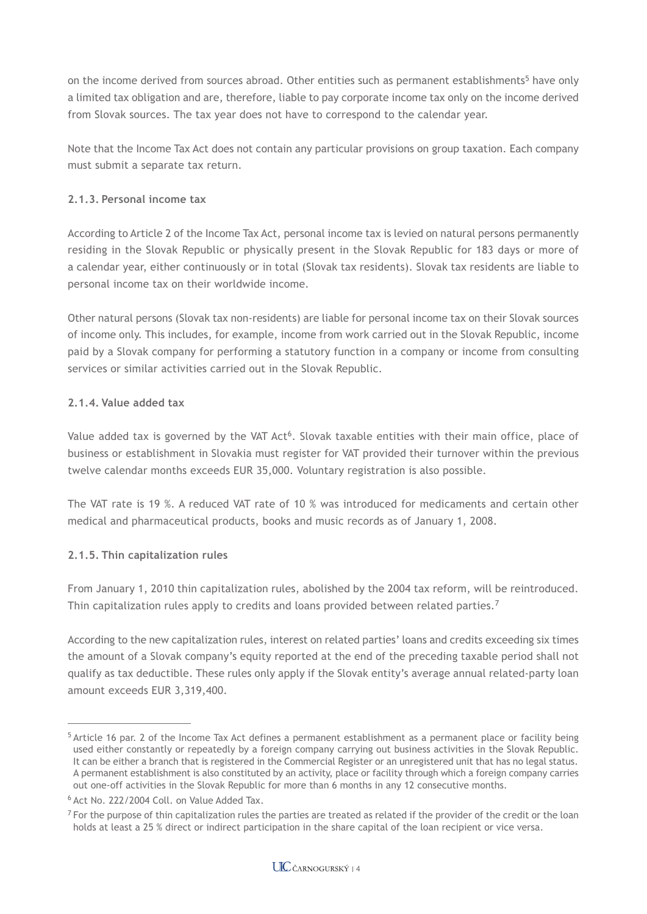on the income derived from sources abroad. Other entities such as permanent establishments[5] have only a limited tax obligation and are, therefore, liable to pay corporate income tax only on the income derived from Slovak sources. The tax year does not have to correspond to the calendar year.

Note that the Income Tax Act does not contain any particular provisions on group taxation. Each company must submit a separate tax return.

#### 2.1.3. Personal income tax

According to Article 2 of the Income Tax Act, personal income tax is levied on natural persons permanently residing in the Slovak Republic or physically present in the Slovak Republic for 183 days or more of a calendar year, either continuously or in total (Slovak tax residents). Slovak tax residents are liable to personal income tax on their worldwide income.

Other natural persons (Slovak tax non-residents) are liable for personal income tax on their Slovak sources of income only. This includes, for example, income from work carried out in the Slovak Republic, income paid by a Slovak company for performing a statutory function in a company or income from consulting services or similar activities carried out in the Slovak Republic.

#### 2.1.4. Value added tax

Value added tax is governed by the VAT Act[6]. Slovak taxable entities with their main office, place of business or establishment in Slovakia must register for VAT provided their turnover within the previous twelve calendar months exceeds EUR 35,000. Voluntary registration is also possible.

The VAT rate is 19 %. A reduced VAT rate of 10 % was introduced for medicaments and certain other medical and pharmaceutical products, books and music records as of January 1, 2008.

#### 2.1.5. Thin capitalization rules

From January 1, 2010 thin capitalization rules, abolished by the 2004 tax reform, will be reintroduced. Thin capitalization rules apply to credits and loans provided between related parties.[7]

According to the new capitalization rules, interest on related parties' loans and credits exceeding six times the amount of a Slovak company's equity reported at the end of the preceding taxable period shall not qualify as tax deductible. These rules only apply if the Slovak entity's average annual related-party loan amount exceeds EUR 3,319,400.

---

[5] Article 16 par. 2 of the Income Tax Act defines a permanent establishment as a permanent place or facility being used either constantly or repeatedly by a foreign company carrying out business activities in the Slovak Republic. It can be either a branch that is registered in the Commercial Register or an unregistered unit that has no legal status. A permanent establishment is also constituted by an activity, place or facility through which a foreign company carries out one-off activities in the Slovak Republic for more than 6 months in any 12 consecutive months.

[6] Act No. 222/2004 Coll. on Value Added Tax.

[7] For the purpose of thin capitalization rules the parties are treated as related if the provider of the credit or the loan holds at least a 25 % direct or indirect participation in the share capital of the loan recipient or vice versa.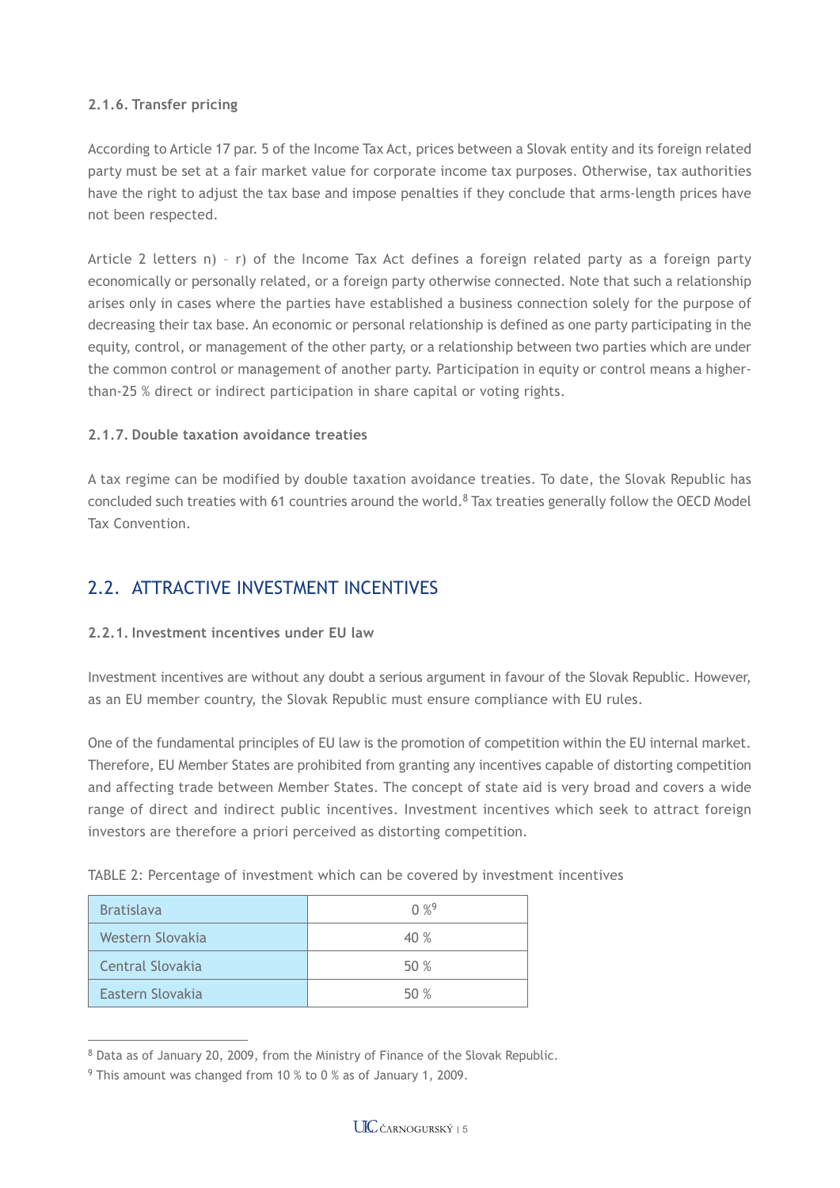#### 2.1.6. Transfer pricing

According to Article 17 par. 5 of the Income Tax Act, prices between a Slovak entity and its foreign related party must be set at a fair market value for corporate income tax purposes. Otherwise, tax authorities have the right to adjust the tax base and impose penalties if they conclude that arms-length prices have not been respected.

Article 2 letters n) – r) of the Income Tax Act defines a foreign related party as a foreign party economically or personally related, or a foreign party otherwise connected. Note that such a relationship arises only in cases where the parties have established a business connection solely for the purpose of decreasing their tax base. An economic or personal relationship is defined as one party participating in the equity, control, or management of the other party, or a relationship between two parties which are under the common control or management of another party. Participation in equity or control means a higher-than-25 % direct or indirect participation in share capital or voting rights.

#### 2.1.7. Double taxation avoidance treaties

A tax regime can be modified by double taxation avoidance treaties. To date, the Slovak Republic has concluded such treaties with 61 countries around the world.[8] Tax treaties generally follow the OECD Model Tax Convention.

## 2.2. ATTRACTIVE INVESTMENT INCENTIVES

#### 2.2.1. Investment incentives under EU law

Investment incentives are without any doubt a serious argument in favour of the Slovak Republic. However, as an EU member country, the Slovak Republic must ensure compliance with EU rules.

One of the fundamental principles of EU law is the promotion of competition within the EU internal market. Therefore, EU Member States are prohibited from granting any incentives capable of distorting competition and affecting trade between Member States. The concept of state aid is very broad and covers a wide range of direct and indirect public incentives. Investment incentives which seek to attract foreign investors are therefore a priori perceived as distorting competition.

TABLE 2: Percentage of investment which can be covered by investment incentives

| Region | Percentage |
|---|---|
| Bratislava | 0 %[9] |
| Western Slovakia | 40 % |
| Central Slovakia | 50 % |
| Eastern Slovakia | 50 % |

---

[8] Data as of January 20, 2009, from the Ministry of Finance of the Slovak Republic.

[9] This amount was changed from 10 % to 0 % as of January 1, 2009.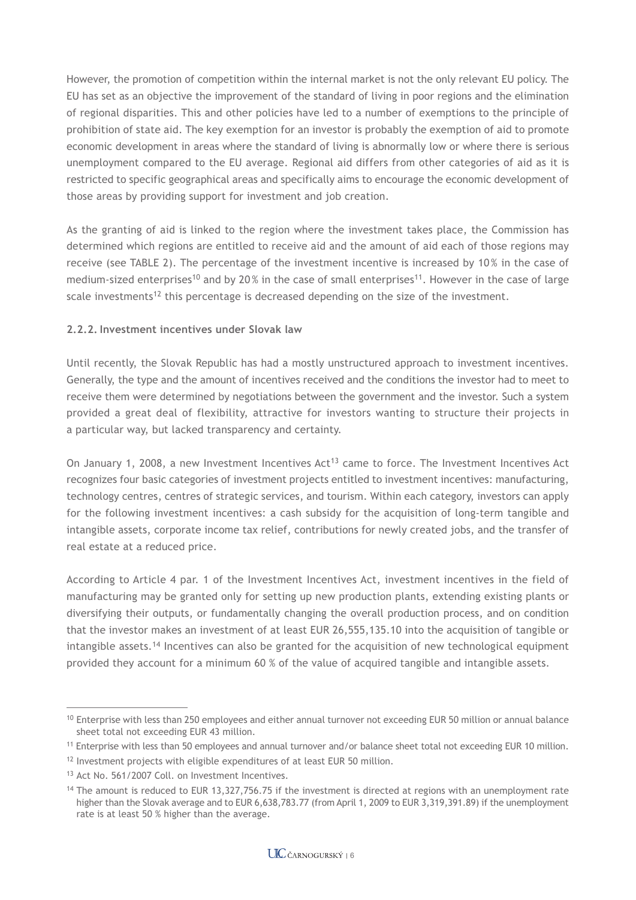However, the promotion of competition within the internal market is not the only relevant EU policy. The EU has set as an objective the improvement of the standard of living in poor regions and the elimination of regional disparities. This and other policies have led to a number of exemptions to the principle of prohibition of state aid. The key exemption for an investor is probably the exemption of aid to promote economic development in areas where the standard of living is abnormally low or where there is serious unemployment compared to the EU average. Regional aid differs from other categories of aid as it is restricted to specific geographical areas and specifically aims to encourage the economic development of those areas by providing support for investment and job creation.

As the granting of aid is linked to the region where the investment takes place, the Commission has determined which regions are entitled to receive aid and the amount of aid each of those regions may receive (see TABLE 2). The percentage of the investment incentive is increased by 10 % in the case of medium-sized enterprises[10] and by 20 % in the case of small enterprises[11]. However in the case of large scale investments[12] this percentage is decreased depending on the size of the investment.

### 2.2.2. Investment incentives under Slovak law

Until recently, the Slovak Republic has had a mostly unstructured approach to investment incentives. Generally, the type and the amount of incentives received and the conditions the investor had to meet to receive them were determined by negotiations between the government and the investor. Such a system provided a great deal of flexibility, attractive for investors wanting to structure their projects in a particular way, but lacked transparency and certainty.

On January 1, 2008, a new Investment Incentives Act[13] came to force. The Investment Incentives Act recognizes four basic categories of investment projects entitled to investment incentives: manufacturing, technology centres, centres of strategic services, and tourism. Within each category, investors can apply for the following investment incentives: a cash subsidy for the acquisition of long-term tangible and intangible assets, corporate income tax relief, contributions for newly created jobs, and the transfer of real estate at a reduced price.

According to Article 4 par. 1 of the Investment Incentives Act, investment incentives in the field of manufacturing may be granted only for setting up new production plants, extending existing plants or diversifying their outputs, or fundamentally changing the overall production process, and on condition that the investor makes an investment of at least EUR 26,555,135.10 into the acquisition of tangible or intangible assets.[14] Incentives can also be granted for the acquisition of new technological equipment provided they account for a minimum 60 % of the value of acquired tangible and intangible assets.

---

[10] Enterprise with less than 250 employees and either annual turnover not exceeding EUR 50 million or annual balance sheet total not exceeding EUR 43 million.

[11] Enterprise with less than 50 employees and annual turnover and/or balance sheet total not exceeding EUR 10 million.

[12] Investment projects with eligible expenditures of at least EUR 50 million.

[13] Act No. 561/2007 Coll. on Investment Incentives.

[14] The amount is reduced to EUR 13,327,756.75 if the investment is directed at regions with an unemployment rate higher than the Slovak average and to EUR 6,638,783.77 (from April 1, 2009 to EUR 3,319,391.89) if the unemployment rate is at least 50 % higher than the average.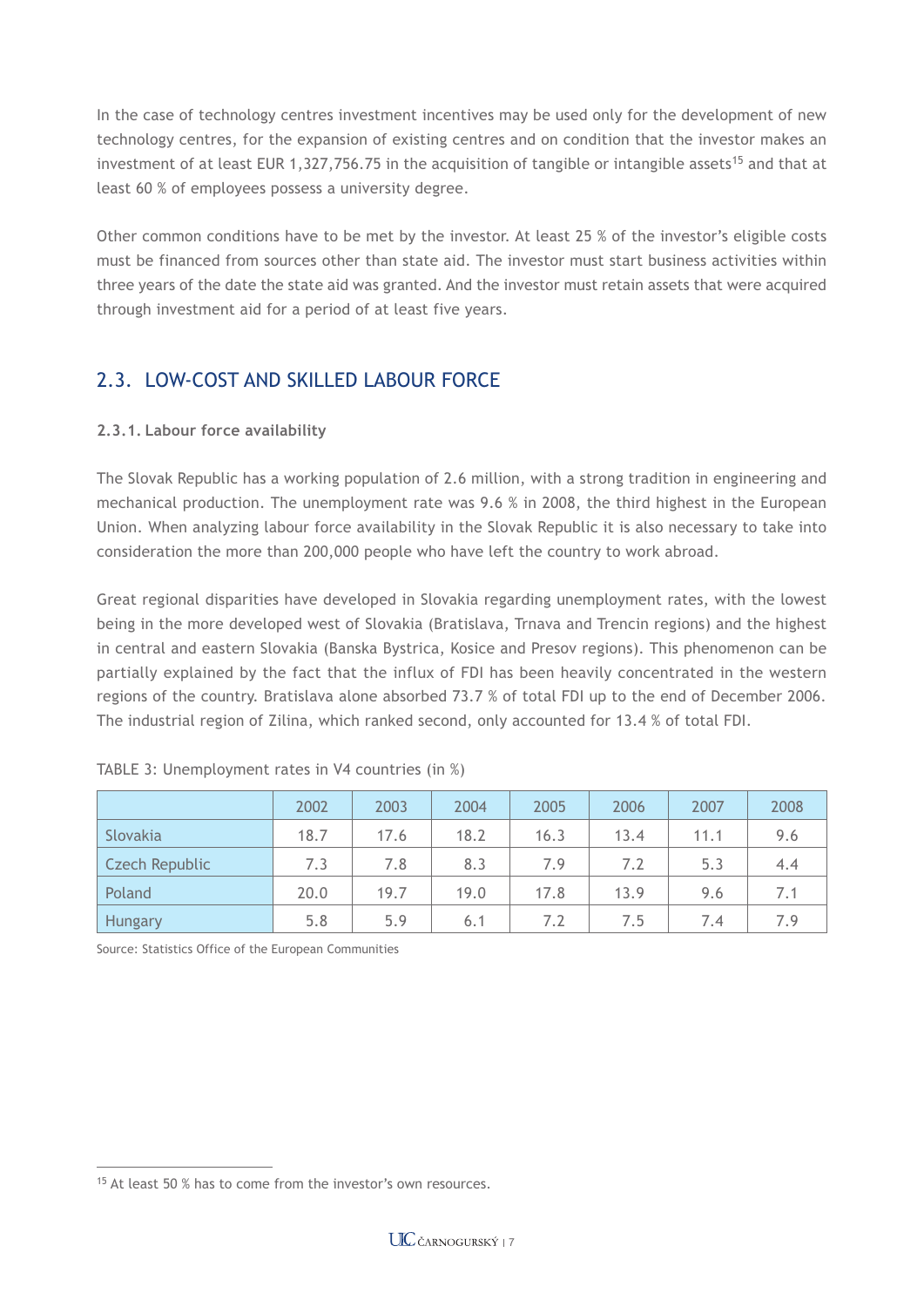In the case of technology centres investment incentives may be used only for the development of new technology centres, for the expansion of existing centres and on condition that the investor makes an investment of at least EUR 1,327,756.75 in the acquisition of tangible or intangible assets[15] and that at least 60 % of employees possess a university degree.

Other common conditions have to be met by the investor. At least 25 % of the investor's eligible costs must be financed from sources other than state aid. The investor must start business activities within three years of the date the state aid was granted. And the investor must retain assets that were acquired through investment aid for a period of at least five years.

## 2.3. LOW-COST AND SKILLED LABOUR FORCE

### 2.3.1. Labour force availability

The Slovak Republic has a working population of 2.6 million, with a strong tradition in engineering and mechanical production. The unemployment rate was 9.6 % in 2008, the third highest in the European Union. When analyzing labour force availability in the Slovak Republic it is also necessary to take into consideration the more than 200,000 people who have left the country to work abroad.

Great regional disparities have developed in Slovakia regarding unemployment rates, with the lowest being in the more developed west of Slovakia (Bratislava, Trnava and Trencin regions) and the highest in central and eastern Slovakia (Banska Bystrica, Kosice and Presov regions). This phenomenon can be partially explained by the fact that the influx of FDI has been heavily concentrated in the western regions of the country. Bratislava alone absorbed 73.7 % of total FDI up to the end of December 2006. The industrial region of Zilina, which ranked second, only accounted for 13.4 % of total FDI.

TABLE 3: Unemployment rates in V4 countries (in %)

| | 2002 | 2003 | 2004 | 2005 | 2006 | 2007 | 2008 |
|---|---|---|---|---|---|---|---|
| Slovakia | 18.7 | 17.6 | 18.2 | 16.3 | 13.4 | 11.1 | 9.6 |
| Czech Republic | 7.3 | 7.8 | 8.3 | 7.9 | 7.2 | 5.3 | 4.4 |
| Poland | 20.0 | 19.7 | 19.0 | 17.8 | 13.9 | 9.6 | 7.1 |
| Hungary | 5.8 | 5.9 | 6.1 | 7.2 | 7.5 | 7.4 | 7.9 |

Source: Statistics Office of the European Communities

[15] At least 50 % has to come from the investor's own resources.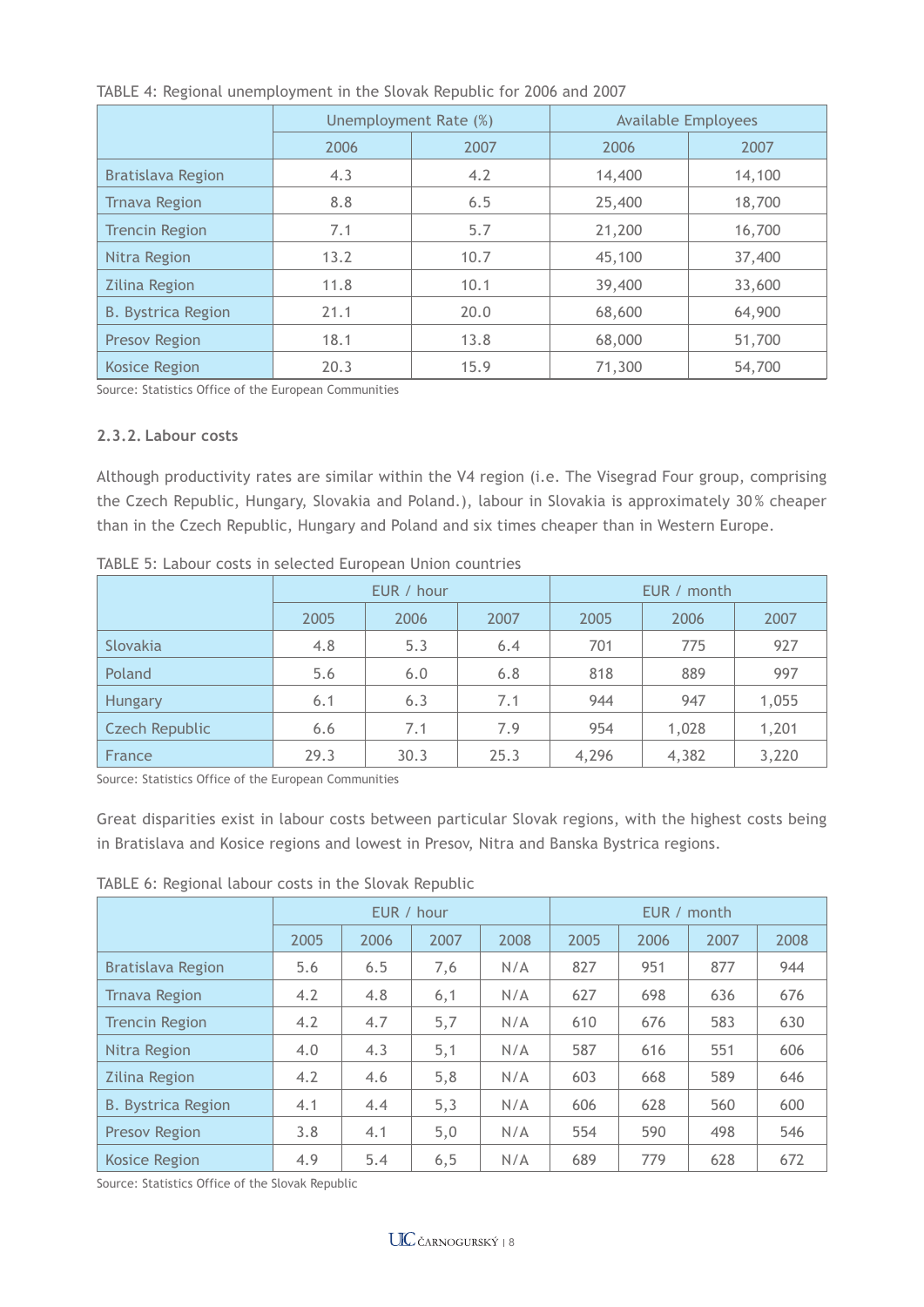TABLE 4: Regional unemployment in the Slovak Republic for 2006 and 2007

| | Unemployment Rate (%) | | Available Employees | |
|---|---|---|---|---|
| | 2006 | 2007 | 2006 | 2007 |
| Bratislava Region | 4.3 | 4.2 | 14,400 | 14,100 |
| Trnava Region | 8.8 | 6.5 | 25,400 | 18,700 |
| Trencin Region | 7.1 | 5.7 | 21,200 | 16,700 |
| Nitra Region | 13.2 | 10.7 | 45,100 | 37,400 |
| Zilina Region | 11.8 | 10.1 | 39,400 | 33,600 |
| B. Bystrica Region | 21.1 | 20.0 | 68,600 | 64,900 |
| Presov Region | 18.1 | 13.8 | 68,000 | 51,700 |
| Kosice Region | 20.3 | 15.9 | 71,300 | 54,700 |

Source: Statistics Office of the European Communities

### 2.3.2. Labour costs

Although productivity rates are similar within the V4 region (i.e. The Visegrad Four group, comprising the Czech Republic, Hungary, Slovakia and Poland.), labour in Slovakia is approximately 30% cheaper than in the Czech Republic, Hungary and Poland and six times cheaper than in Western Europe.

TABLE 5: Labour costs in selected European Union countries

| | EUR / hour | | | EUR / month | | |
|---|---|---|---|---|---|---|
| | 2005 | 2006 | 2007 | 2005 | 2006 | 2007 |
| Slovakia | 4.8 | 5.3 | 6.4 | 701 | 775 | 927 |
| Poland | 5.6 | 6.0 | 6.8 | 818 | 889 | 997 |
| Hungary | 6.1 | 6.3 | 7.1 | 944 | 947 | 1,055 |
| Czech Republic | 6.6 | 7.1 | 7.9 | 954 | 1,028 | 1,201 |
| France | 29.3 | 30.3 | 25.3 | 4,296 | 4,382 | 3,220 |

Source: Statistics Office of the European Communities

Great disparities exist in labour costs between particular Slovak regions, with the highest costs being in Bratislava and Kosice regions and lowest in Presov, Nitra and Banska Bystrica regions.

TABLE 6: Regional labour costs in the Slovak Republic

| | EUR / hour | | | | EUR / month | | | |
|---|---|---|---|---|---|---|---|---|
| | 2005 | 2006 | 2007 | 2008 | 2005 | 2006 | 2007 | 2008 |
| Bratislava Region | 5.6 | 6.5 | 7,6 | N/A | 827 | 951 | 877 | 944 |
| Trnava Region | 4.2 | 4.8 | 6,1 | N/A | 627 | 698 | 636 | 676 |
| Trencin Region | 4.2 | 4.7 | 5,7 | N/A | 610 | 676 | 583 | 630 |
| Nitra Region | 4.0 | 4.3 | 5,1 | N/A | 587 | 616 | 551 | 606 |
| Zilina Region | 4.2 | 4.6 | 5,8 | N/A | 603 | 668 | 589 | 646 |
| B. Bystrica Region | 4.1 | 4.4 | 5,3 | N/A | 606 | 628 | 560 | 600 |
| Presov Region | 3.8 | 4.1 | 5,0 | N/A | 554 | 590 | 498 | 546 |
| Kosice Region | 4.9 | 5.4 | 6,5 | N/A | 689 | 779 | 628 | 672 |

Source: Statistics Office of the Slovak Republic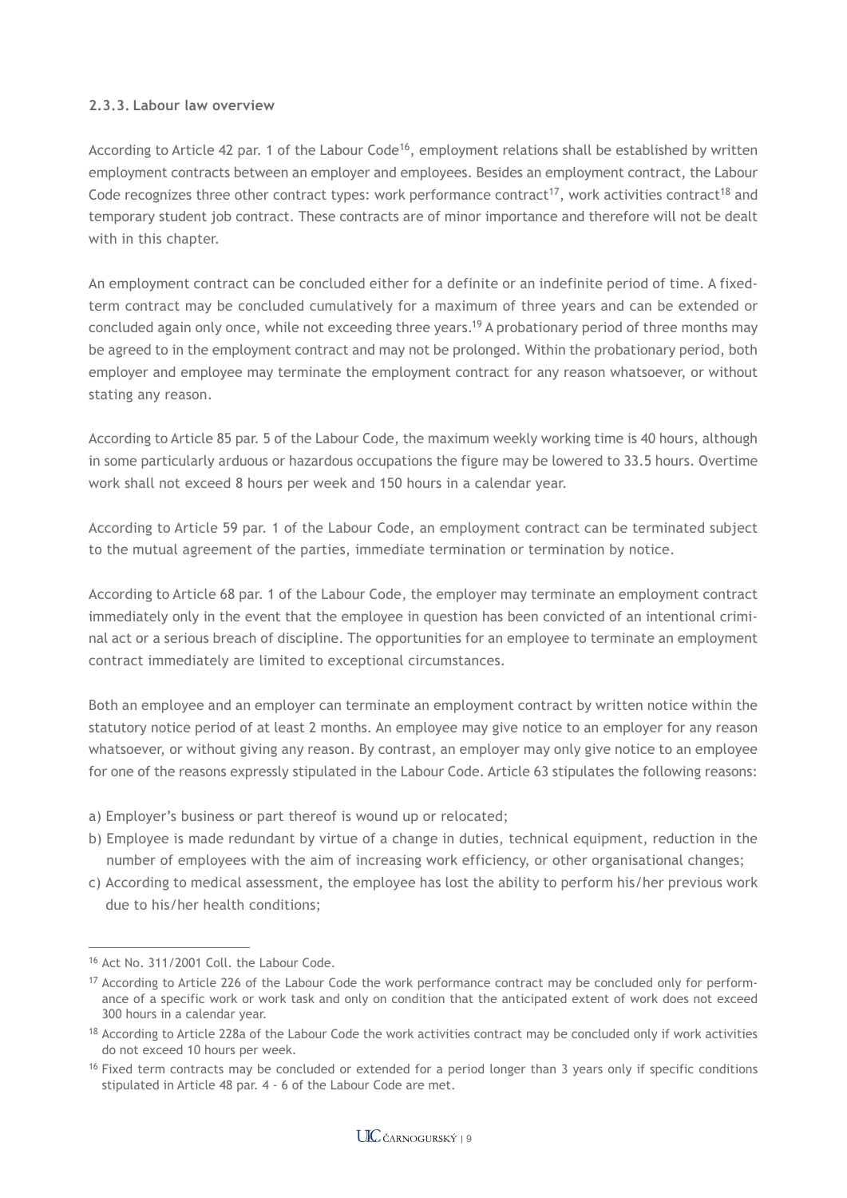### 2.3.3. Labour law overview

According to Article 42 par. 1 of the Labour Code[16], employment relations shall be established by written employment contracts between an employer and employees. Besides an employment contract, the Labour Code recognizes three other contract types: work performance contract[17], work activities contract[18] and temporary student job contract. These contracts are of minor importance and therefore will not be dealt with in this chapter.

An employment contract can be concluded either for a definite or an indefinite period of time. A fixed-term contract may be concluded cumulatively for a maximum of three years and can be extended or concluded again only once, while not exceeding three years.[19] A probationary period of three months may be agreed to in the employment contract and may not be prolonged. Within the probationary period, both employer and employee may terminate the employment contract for any reason whatsoever, or without stating any reason.

According to Article 85 par. 5 of the Labour Code, the maximum weekly working time is 40 hours, although in some particularly arduous or hazardous occupations the figure may be lowered to 33.5 hours. Overtime work shall not exceed 8 hours per week and 150 hours in a calendar year.

According to Article 59 par. 1 of the Labour Code, an employment contract can be terminated subject to the mutual agreement of the parties, immediate termination or termination by notice.

According to Article 68 par. 1 of the Labour Code, the employer may terminate an employment contract immediately only in the event that the employee in question has been convicted of an intentional criminal act or a serious breach of discipline. The opportunities for an employee to terminate an employment contract immediately are limited to exceptional circumstances.

Both an employee and an employer can terminate an employment contract by written notice within the statutory notice period of at least 2 months. An employee may give notice to an employer for any reason whatsoever, or without giving any reason. By contrast, an employer may only give notice to an employee for one of the reasons expressly stipulated in the Labour Code. Article 63 stipulates the following reasons:

a) Employer's business or part thereof is wound up or relocated;
b) Employee is made redundant by virtue of a change in duties, technical equipment, reduction in the number of employees with the aim of increasing work efficiency, or other organisational changes;
c) According to medical assessment, the employee has lost the ability to perform his/her previous work due to his/her health conditions;

---

[16] Act No. 311/2001 Coll. the Labour Code.

[17] According to Article 226 of the Labour Code the work performance contract may be concluded only for performance of a specific work or work task and only on condition that the anticipated extent of work does not exceed 300 hours in a calendar year.

[18] According to Article 228a of the Labour Code the work activities contract may be concluded only if work activities do not exceed 10 hours per week.

[16] Fixed term contracts may be concluded or extended for a period longer than 3 years only if specific conditions stipulated in Article 48 par. 4 - 6 of the Labour Code are met.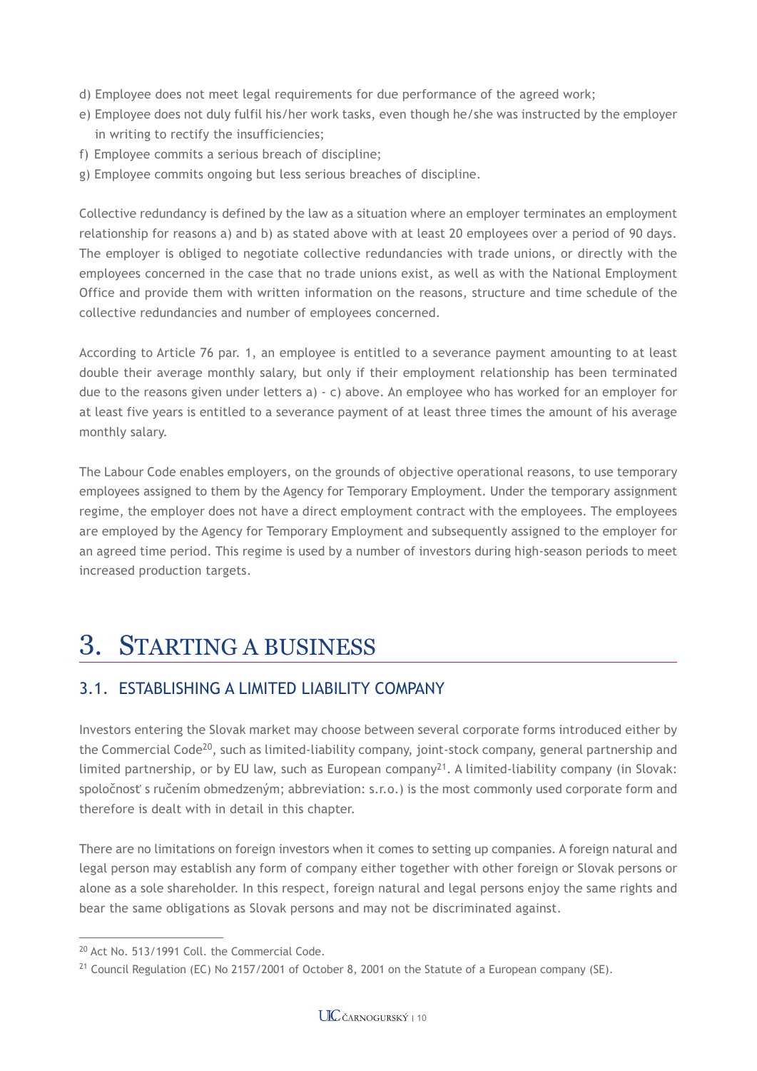d) Employee does not meet legal requirements for due performance of the agreed work;
e) Employee does not duly fulfil his/her work tasks, even though he/she was instructed by the employer in writing to rectify the insufficiencies;
f) Employee commits a serious breach of discipline;
g) Employee commits ongoing but less serious breaches of discipline.

Collective redundancy is defined by the law as a situation where an employer terminates an employment relationship for reasons a) and b) as stated above with at least 20 employees over a period of 90 days. The employer is obliged to negotiate collective redundancies with trade unions, or directly with the employees concerned in the case that no trade unions exist, as well as with the National Employment Office and provide them with written information on the reasons, structure and time schedule of the collective redundancies and number of employees concerned.

According to Article 76 par. 1, an employee is entitled to a severance payment amounting to at least double their average monthly salary, but only if their employment relationship has been terminated due to the reasons given under letters a) - c) above. An employee who has worked for an employer for at least five years is entitled to a severance payment of at least three times the amount of his average monthly salary.

The Labour Code enables employers, on the grounds of objective operational reasons, to use temporary employees assigned to them by the Agency for Temporary Employment. Under the temporary assignment regime, the employer does not have a direct employment contract with the employees. The employees are employed by the Agency for Temporary Employment and subsequently assigned to the employer for an agreed time period. This regime is used by a number of investors during high-season periods to meet increased production targets.

# 3. Starting a Business

## 3.1. Establishing a Limited Liability Company

Investors entering the Slovak market may choose between several corporate forms introduced either by the Commercial Code[20], such as limited-liability company, joint-stock company, general partnership and limited partnership, or by EU law, such as European company[21]. A limited-liability company (in Slovak: spoločnosť s ručením obmedzeným; abbreviation: s.r.o.) is the most commonly used corporate form and therefore is dealt with in detail in this chapter.

There are no limitations on foreign investors when it comes to setting up companies. A foreign natural and legal person may establish any form of company either together with other foreign or Slovak persons or alone as a sole shareholder. In this respect, foreign natural and legal persons enjoy the same rights and bear the same obligations as Slovak persons and may not be discriminated against.

---

[20] Act No. 513/1991 Coll. the Commercial Code.

[21] Council Regulation (EC) No 2157/2001 of October 8, 2001 on the Statute of a European company (SE).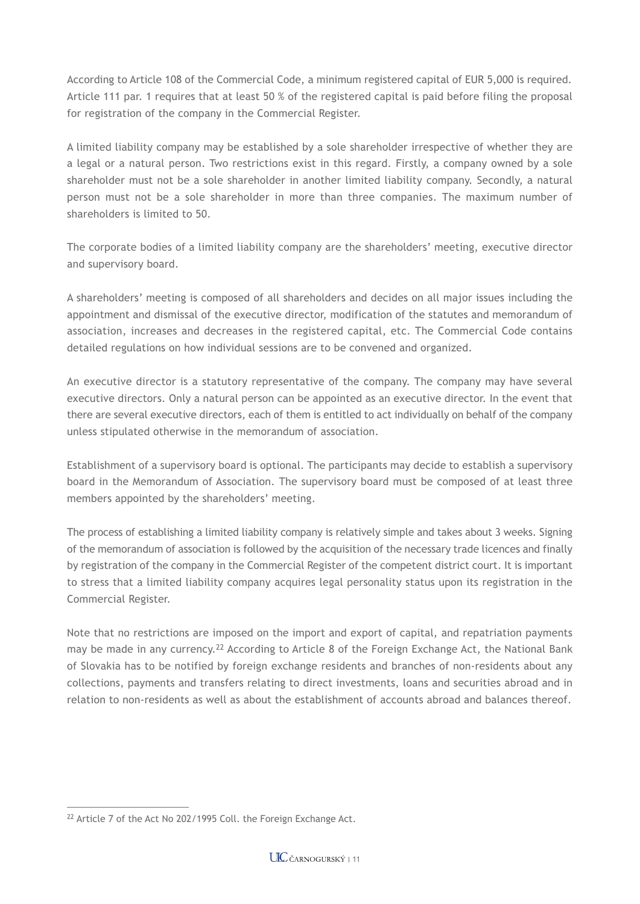According to Article 108 of the Commercial Code, a minimum registered capital of EUR 5,000 is required. Article 111 par. 1 requires that at least 50 % of the registered capital is paid before filing the proposal for registration of the company in the Commercial Register.

A limited liability company may be established by a sole shareholder irrespective of whether they are a legal or a natural person. Two restrictions exist in this regard. Firstly, a company owned by a sole shareholder must not be a sole shareholder in another limited liability company. Secondly, a natural person must not be a sole shareholder in more than three companies. The maximum number of shareholders is limited to 50.

The corporate bodies of a limited liability company are the shareholders' meeting, executive director and supervisory board.

A shareholders' meeting is composed of all shareholders and decides on all major issues including the appointment and dismissal of the executive director, modification of the statutes and memorandum of association, increases and decreases in the registered capital, etc. The Commercial Code contains detailed regulations on how individual sessions are to be convened and organized.

An executive director is a statutory representative of the company. The company may have several executive directors. Only a natural person can be appointed as an executive director. In the event that there are several executive directors, each of them is entitled to act individually on behalf of the company unless stipulated otherwise in the memorandum of association.

Establishment of a supervisory board is optional. The participants may decide to establish a supervisory board in the Memorandum of Association. The supervisory board must be composed of at least three members appointed by the shareholders' meeting.

The process of establishing a limited liability company is relatively simple and takes about 3 weeks. Signing of the memorandum of association is followed by the acquisition of the necessary trade licences and finally by registration of the company in the Commercial Register of the competent district court. It is important to stress that a limited liability company acquires legal personality status upon its registration in the Commercial Register.

Note that no restrictions are imposed on the import and export of capital, and repatriation payments may be made in any currency.[22] According to Article 8 of the Foreign Exchange Act, the National Bank of Slovakia has to be notified by foreign exchange residents and branches of non-residents about any collections, payments and transfers relating to direct investments, loans and securities abroad and in relation to non-residents as well as about the establishment of accounts abroad and balances thereof.

---

[22] Article 7 of the Act No 202/1995 Coll. the Foreign Exchange Act.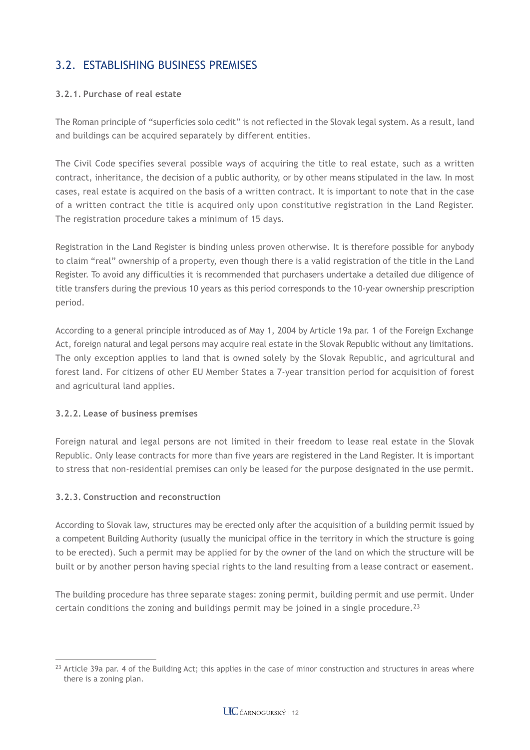## 3.2. ESTABLISHING BUSINESS PREMISES

### 3.2.1. Purchase of real estate

The Roman principle of "superficies solo cedit" is not reflected in the Slovak legal system. As a result, land and buildings can be acquired separately by different entities.

The Civil Code specifies several possible ways of acquiring the title to real estate, such as a written contract, inheritance, the decision of a public authority, or by other means stipulated in the law. In most cases, real estate is acquired on the basis of a written contract. It is important to note that in the case of a written contract the title is acquired only upon constitutive registration in the Land Register. The registration procedure takes a minimum of 15 days.

Registration in the Land Register is binding unless proven otherwise. It is therefore possible for anybody to claim "real" ownership of a property, even though there is a valid registration of the title in the Land Register. To avoid any difficulties it is recommended that purchasers undertake a detailed due diligence of title transfers during the previous 10 years as this period corresponds to the 10-year ownership prescription period.

According to a general principle introduced as of May 1, 2004 by Article 19a par. 1 of the Foreign Exchange Act, foreign natural and legal persons may acquire real estate in the Slovak Republic without any limitations. The only exception applies to land that is owned solely by the Slovak Republic, and agricultural and forest land. For citizens of other EU Member States a 7-year transition period for acquisition of forest and agricultural land applies.

### 3.2.2. Lease of business premises

Foreign natural and legal persons are not limited in their freedom to lease real estate in the Slovak Republic. Only lease contracts for more than five years are registered in the Land Register. It is important to stress that non-residential premises can only be leased for the purpose designated in the use permit.

### 3.2.3. Construction and reconstruction

According to Slovak law, structures may be erected only after the acquisition of a building permit issued by a competent Building Authority (usually the municipal office in the territory in which the structure is going to be erected). Such a permit may be applied for by the owner of the land on which the structure will be built or by another person having special rights to the land resulting from a lease contract or easement.

The building procedure has three separate stages: zoning permit, building permit and use permit. Under certain conditions the zoning and buildings permit may be joined in a single procedure.[23]

---

[23] Article 39a par. 4 of the Building Act; this applies in the case of minor construction and structures in areas where there is a zoning plan.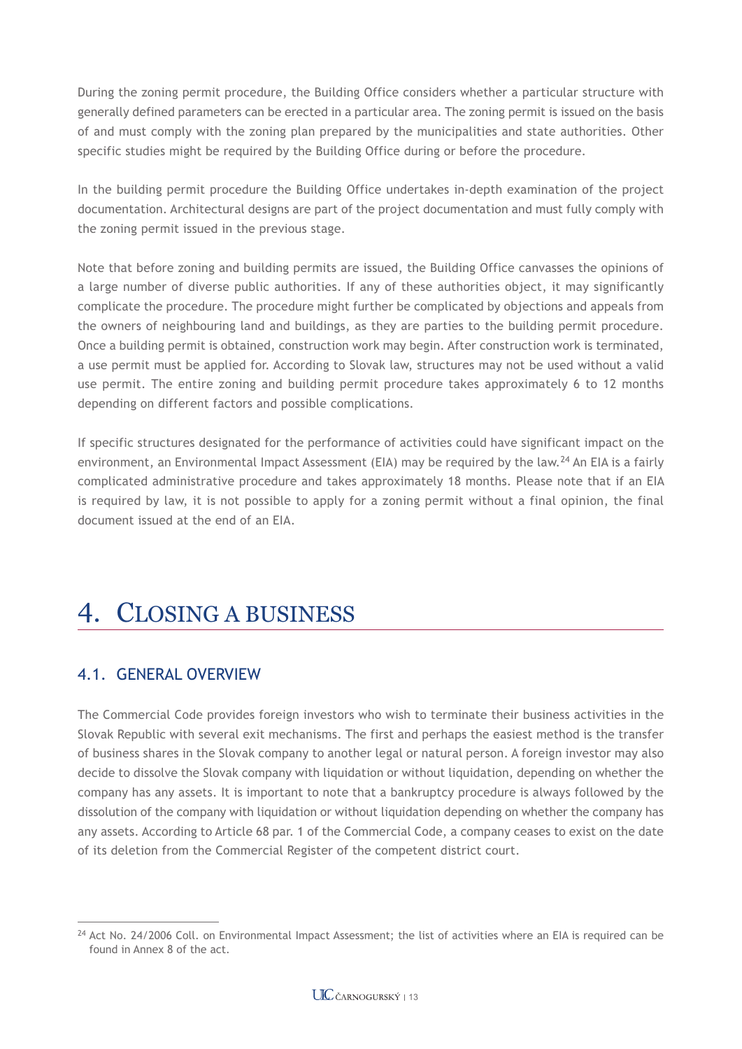During the zoning permit procedure, the Building Office considers whether a particular structure with generally defined parameters can be erected in a particular area. The zoning permit is issued on the basis of and must comply with the zoning plan prepared by the municipalities and state authorities. Other specific studies might be required by the Building Office during or before the procedure.

In the building permit procedure the Building Office undertakes in-depth examination of the project documentation. Architectural designs are part of the project documentation and must fully comply with the zoning permit issued in the previous stage.

Note that before zoning and building permits are issued, the Building Office canvasses the opinions of a large number of diverse public authorities. If any of these authorities object, it may significantly complicate the procedure. The procedure might further be complicated by objections and appeals from the owners of neighbouring land and buildings, as they are parties to the building permit procedure. Once a building permit is obtained, construction work may begin. After construction work is terminated, a use permit must be applied for. According to Slovak law, structures may not be used without a valid use permit. The entire zoning and building permit procedure takes approximately 6 to 12 months depending on different factors and possible complications.

If specific structures designated for the performance of activities could have significant impact on the environment, an Environmental Impact Assessment (EIA) may be required by the law.[24] An EIA is a fairly complicated administrative procedure and takes approximately 18 months. Please note that if an EIA is required by law, it is not possible to apply for a zoning permit without a final opinion, the final document issued at the end of an EIA.

# 4. Closing a business

## 4.1. General overview

The Commercial Code provides foreign investors who wish to terminate their business activities in the Slovak Republic with several exit mechanisms. The first and perhaps the easiest method is the transfer of business shares in the Slovak company to another legal or natural person. A foreign investor may also decide to dissolve the Slovak company with liquidation or without liquidation, depending on whether the company has any assets. It is important to note that a bankruptcy procedure is always followed by the dissolution of the company with liquidation or without liquidation depending on whether the company has any assets. According to Article 68 par. 1 of the Commercial Code, a company ceases to exist on the date of its deletion from the Commercial Register of the competent district court.

[24] Act No. 24/2006 Coll. on Environmental Impact Assessment; the list of activities where an EIA is required can be found in Annex 8 of the act.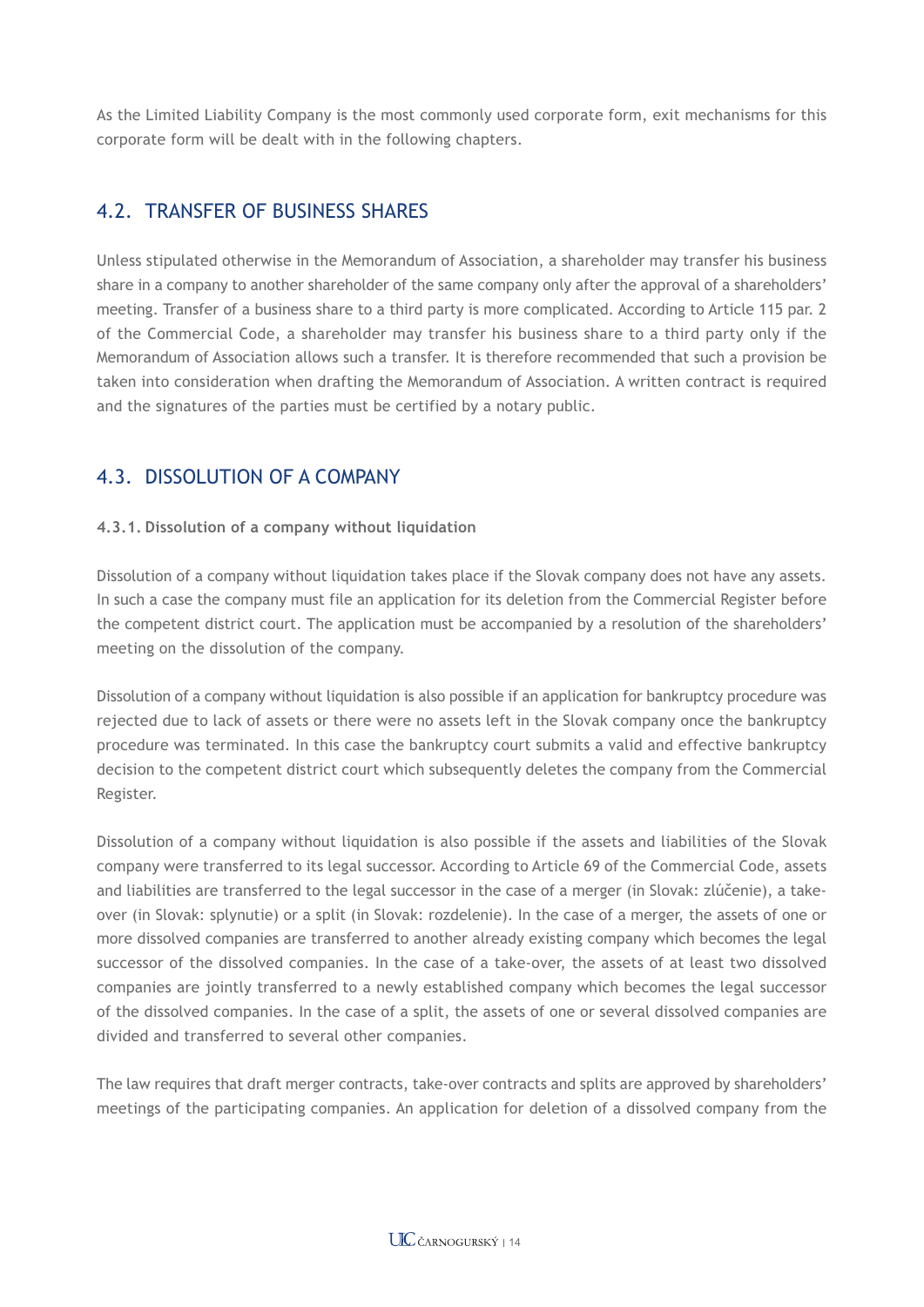As the Limited Liability Company is the most commonly used corporate form, exit mechanisms for this corporate form will be dealt with in the following chapters.

## 4.2. TRANSFER OF BUSINESS SHARES

Unless stipulated otherwise in the Memorandum of Association, a shareholder may transfer his business share in a company to another shareholder of the same company only after the approval of a shareholders' meeting. Transfer of a business share to a third party is more complicated. According to Article 115 par. 2 of the Commercial Code, a shareholder may transfer his business share to a third party only if the Memorandum of Association allows such a transfer. It is therefore recommended that such a provision be taken into consideration when drafting the Memorandum of Association. A written contract is required and the signatures of the parties must be certified by a notary public.

## 4.3. DISSOLUTION OF A COMPANY

### 4.3.1. Dissolution of a company without liquidation

Dissolution of a company without liquidation takes place if the Slovak company does not have any assets. In such a case the company must file an application for its deletion from the Commercial Register before the competent district court. The application must be accompanied by a resolution of the shareholders' meeting on the dissolution of the company.

Dissolution of a company without liquidation is also possible if an application for bankruptcy procedure was rejected due to lack of assets or there were no assets left in the Slovak company once the bankruptcy procedure was terminated. In this case the bankruptcy court submits a valid and effective bankruptcy decision to the competent district court which subsequently deletes the company from the Commercial Register.

Dissolution of a company without liquidation is also possible if the assets and liabilities of the Slovak company were transferred to its legal successor. According to Article 69 of the Commercial Code, assets and liabilities are transferred to the legal successor in the case of a merger (in Slovak: zlúčenie), a take-over (in Slovak: splynutie) or a split (in Slovak: rozdelenie). In the case of a merger, the assets of one or more dissolved companies are transferred to another already existing company which becomes the legal successor of the dissolved companies. In the case of a take-over, the assets of at least two dissolved companies are jointly transferred to a newly established company which becomes the legal successor of the dissolved companies. In the case of a split, the assets of one or several dissolved companies are divided and transferred to several other companies.

The law requires that draft merger contracts, take-over contracts and splits are approved by shareholders' meetings of the participating companies. An application for deletion of a dissolved company from the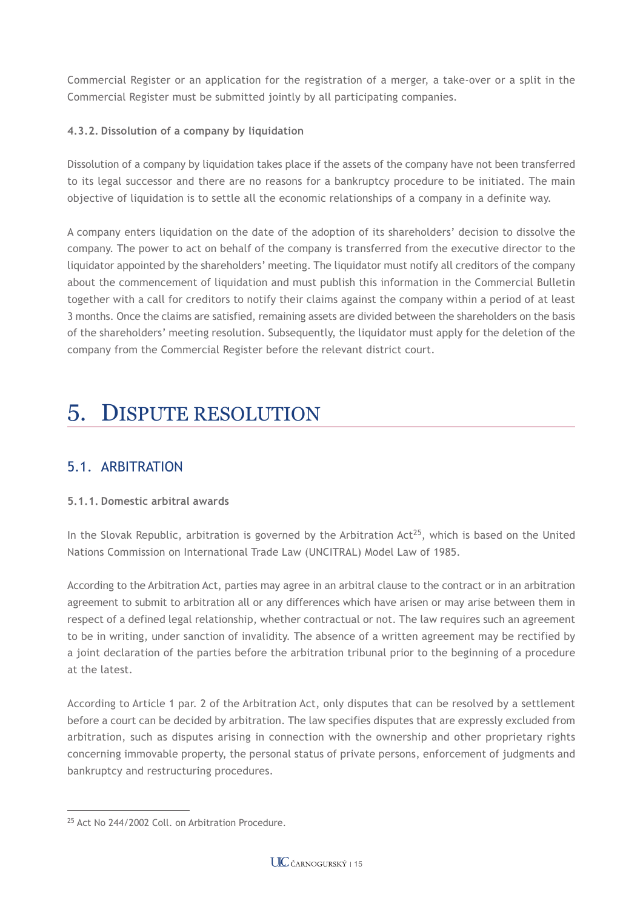Commercial Register or an application for the registration of a merger, a take-over or a split in the Commercial Register must be submitted jointly by all participating companies.

#### 4.3.2. Dissolution of a company by liquidation

Dissolution of a company by liquidation takes place if the assets of the company have not been transferred to its legal successor and there are no reasons for a bankruptcy procedure to be initiated. The main objective of liquidation is to settle all the economic relationships of a company in a definite way.

A company enters liquidation on the date of the adoption of its shareholders' decision to dissolve the company. The power to act on behalf of the company is transferred from the executive director to the liquidator appointed by the shareholders' meeting. The liquidator must notify all creditors of the company about the commencement of liquidation and must publish this information in the Commercial Bulletin together with a call for creditors to notify their claims against the company within a period of at least 3 months. Once the claims are satisfied, remaining assets are divided between the shareholders on the basis of the shareholders' meeting resolution. Subsequently, the liquidator must apply for the deletion of the company from the Commercial Register before the relevant district court.

# 5. Dispute resolution

## 5.1. Arbitration

#### 5.1.1. Domestic arbitral awards

In the Slovak Republic, arbitration is governed by the Arbitration Act[25], which is based on the United Nations Commission on International Trade Law (UNCITRAL) Model Law of 1985.

According to the Arbitration Act, parties may agree in an arbitral clause to the contract or in an arbitration agreement to submit to arbitration all or any differences which have arisen or may arise between them in respect of a defined legal relationship, whether contractual or not. The law requires such an agreement to be in writing, under sanction of invalidity. The absence of a written agreement may be rectified by a joint declaration of the parties before the arbitration tribunal prior to the beginning of a procedure at the latest.

According to Article 1 par. 2 of the Arbitration Act, only disputes that can be resolved by a settlement before a court can be decided by arbitration. The law specifies disputes that are expressly excluded from arbitration, such as disputes arising in connection with the ownership and other proprietary rights concerning immovable property, the personal status of private persons, enforcement of judgments and bankruptcy and restructuring procedures.

---

[25] Act No 244/2002 Coll. on Arbitration Procedure.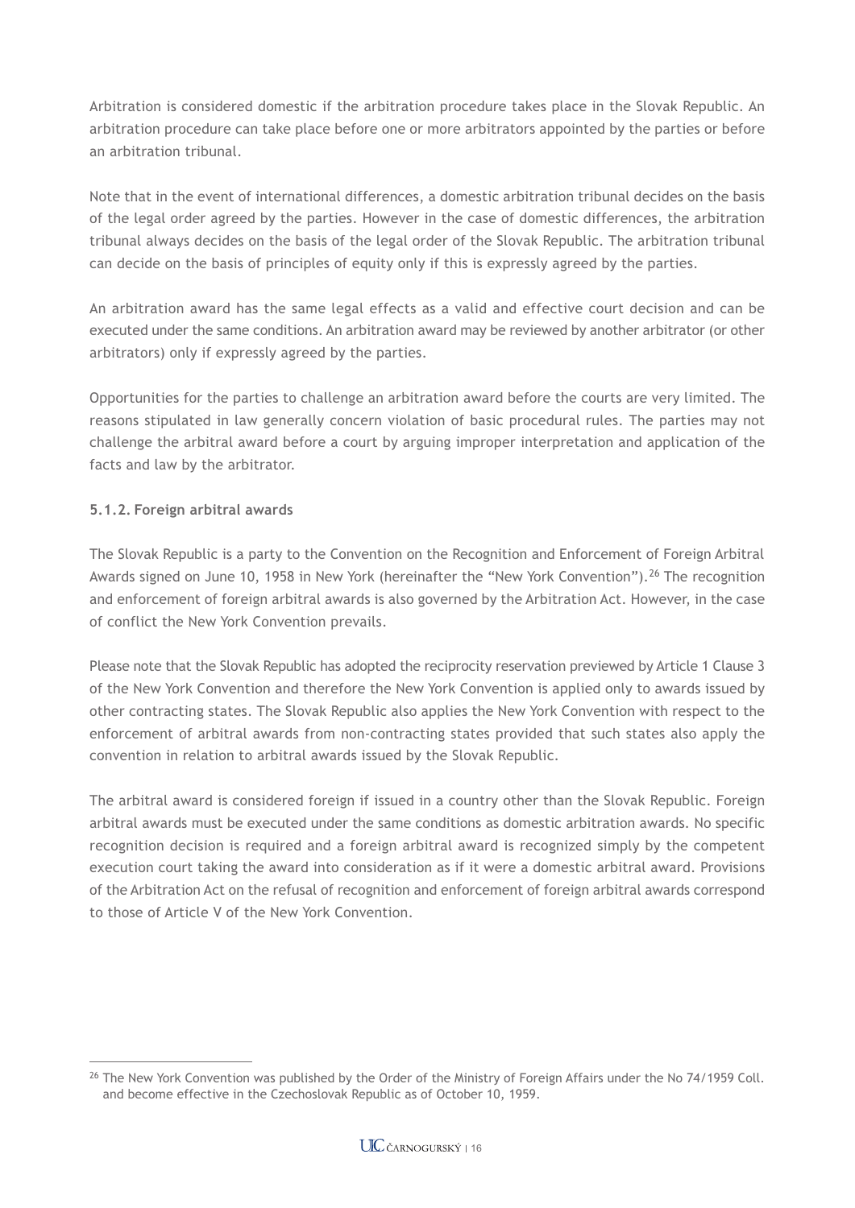Arbitration is considered domestic if the arbitration procedure takes place in the Slovak Republic. An arbitration procedure can take place before one or more arbitrators appointed by the parties or before an arbitration tribunal.

Note that in the event of international differences, a domestic arbitration tribunal decides on the basis of the legal order agreed by the parties. However in the case of domestic differences, the arbitration tribunal always decides on the basis of the legal order of the Slovak Republic. The arbitration tribunal can decide on the basis of principles of equity only if this is expressly agreed by the parties.

An arbitration award has the same legal effects as a valid and effective court decision and can be executed under the same conditions. An arbitration award may be reviewed by another arbitrator (or other arbitrators) only if expressly agreed by the parties.

Opportunities for the parties to challenge an arbitration award before the courts are very limited. The reasons stipulated in law generally concern violation of basic procedural rules. The parties may not challenge the arbitral award before a court by arguing improper interpretation and application of the facts and law by the arbitrator.

#### 5.1.2. Foreign arbitral awards

The Slovak Republic is a party to the Convention on the Recognition and Enforcement of Foreign Arbitral Awards signed on June 10, 1958 in New York (hereinafter the "New York Convention").[26] The recognition and enforcement of foreign arbitral awards is also governed by the Arbitration Act. However, in the case of conflict the New York Convention prevails.

Please note that the Slovak Republic has adopted the reciprocity reservation previewed by Article 1 Clause 3 of the New York Convention and therefore the New York Convention is applied only to awards issued by other contracting states. The Slovak Republic also applies the New York Convention with respect to the enforcement of arbitral awards from non-contracting states provided that such states also apply the convention in relation to arbitral awards issued by the Slovak Republic.

The arbitral award is considered foreign if issued in a country other than the Slovak Republic. Foreign arbitral awards must be executed under the same conditions as domestic arbitration awards. No specific recognition decision is required and a foreign arbitral award is recognized simply by the competent execution court taking the award into consideration as if it were a domestic arbitral award. Provisions of the Arbitration Act on the refusal of recognition and enforcement of foreign arbitral awards correspond to those of Article V of the New York Convention.

---

[26] The New York Convention was published by the Order of the Ministry of Foreign Affairs under the No 74/1959 Coll. and become effective in the Czechoslovak Republic as of October 10, 1959.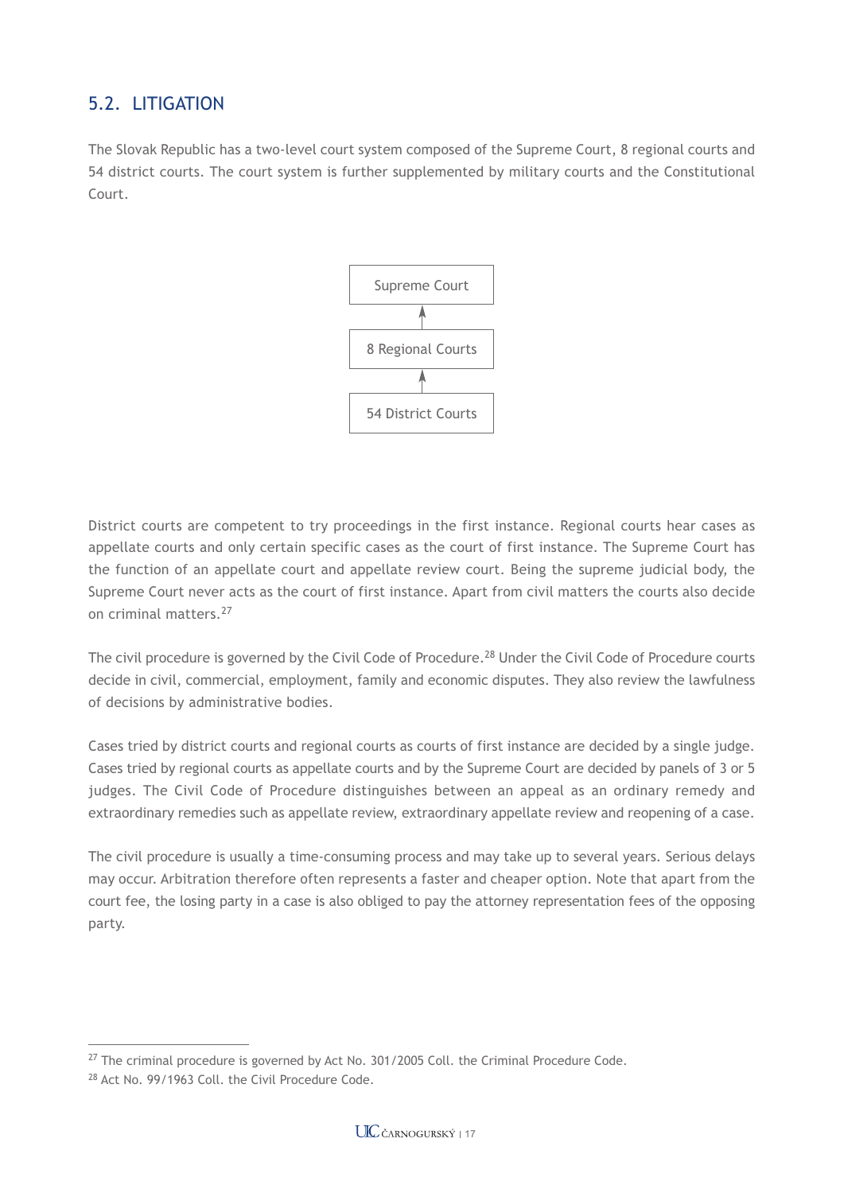## 5.2. LITIGATION

The Slovak Republic has a two-level court system composed of the Supreme Court, 8 regional courts and 54 district courts. The court system is further supplemented by military courts and the Constitutional Court.

Supreme Court

↑

8 Regional Courts

↑

54 District Courts

District courts are competent to try proceedings in the first instance. Regional courts hear cases as appellate courts and only certain specific cases as the court of first instance. The Supreme Court has the function of an appellate court and appellate review court. Being the supreme judicial body, the Supreme Court never acts as the court of first instance. Apart from civil matters the courts also decide on criminal matters.[27]

The civil procedure is governed by the Civil Code of Procedure.[28] Under the Civil Code of Procedure courts decide in civil, commercial, employment, family and economic disputes. They also review the lawfulness of decisions by administrative bodies.

Cases tried by district courts and regional courts as courts of first instance are decided by a single judge. Cases tried by regional courts as appellate courts and by the Supreme Court are decided by panels of 3 or 5 judges. The Civil Code of Procedure distinguishes between an appeal as an ordinary remedy and extraordinary remedies such as appellate review, extraordinary appellate review and reopening of a case.

The civil procedure is usually a time-consuming process and may take up to several years. Serious delays may occur. Arbitration therefore often represents a faster and cheaper option. Note that apart from the court fee, the losing party in a case is also obliged to pay the attorney representation fees of the opposing party.

---

[27] The criminal procedure is governed by Act No. 301/2005 Coll. the Criminal Procedure Code.

[28] Act No. 99/1963 Coll. the Civil Procedure Code.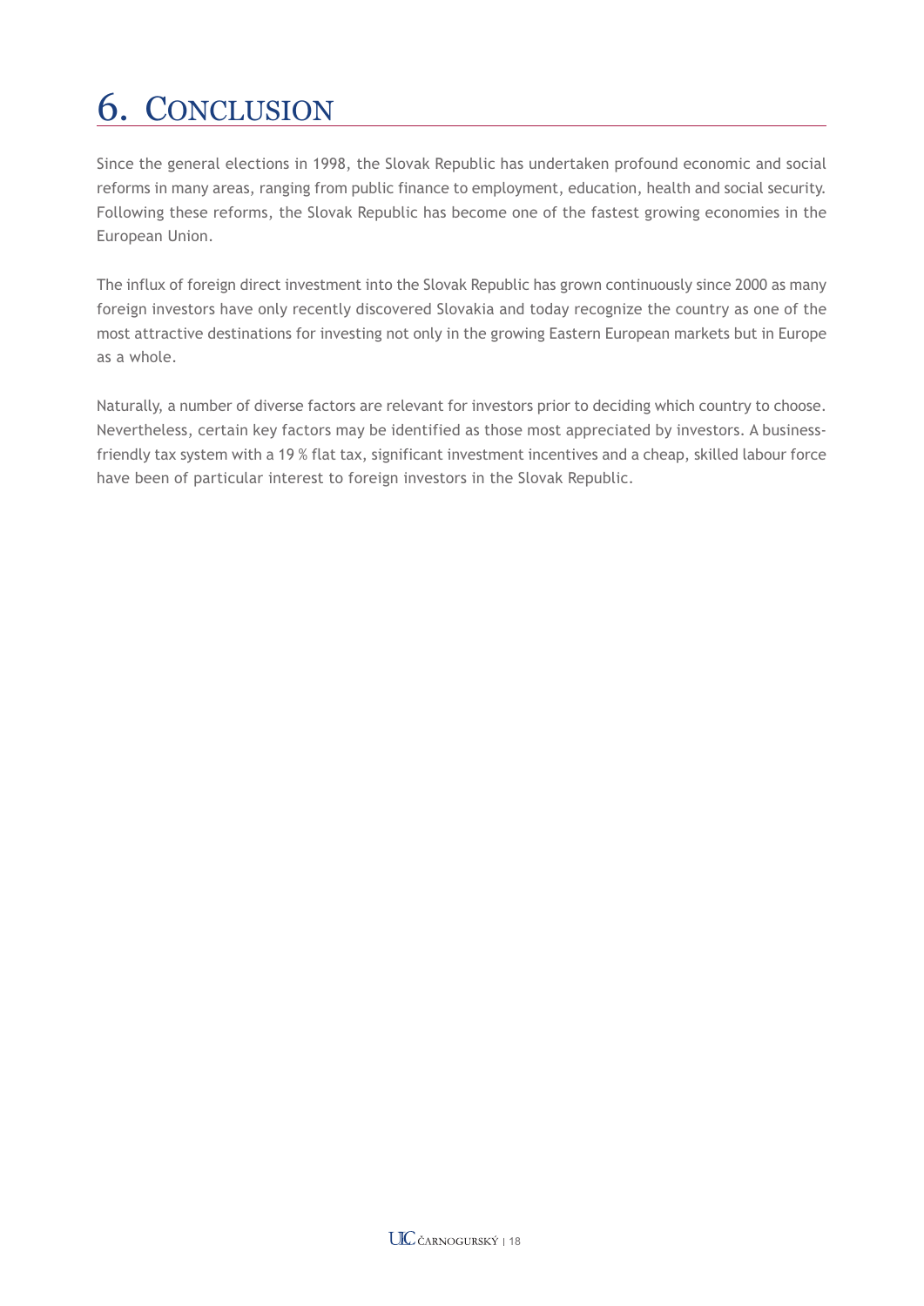# 6. CONCLUSION

Since the general elections in 1998, the Slovak Republic has undertaken profound economic and social reforms in many areas, ranging from public finance to employment, education, health and social security. Following these reforms, the Slovak Republic has become one of the fastest growing economies in the European Union.

The influx of foreign direct investment into the Slovak Republic has grown continuously since 2000 as many foreign investors have only recently discovered Slovakia and today recognize the country as one of the most attractive destinations for investing not only in the growing Eastern European markets but in Europe as a whole.

Naturally, a number of diverse factors are relevant for investors prior to deciding which country to choose. Nevertheless, certain key factors may be identified as those most appreciated by investors. A business-friendly tax system with a 19 % flat tax, significant investment incentives and a cheap, skilled labour force have been of particular interest to foreign investors in the Slovak Republic.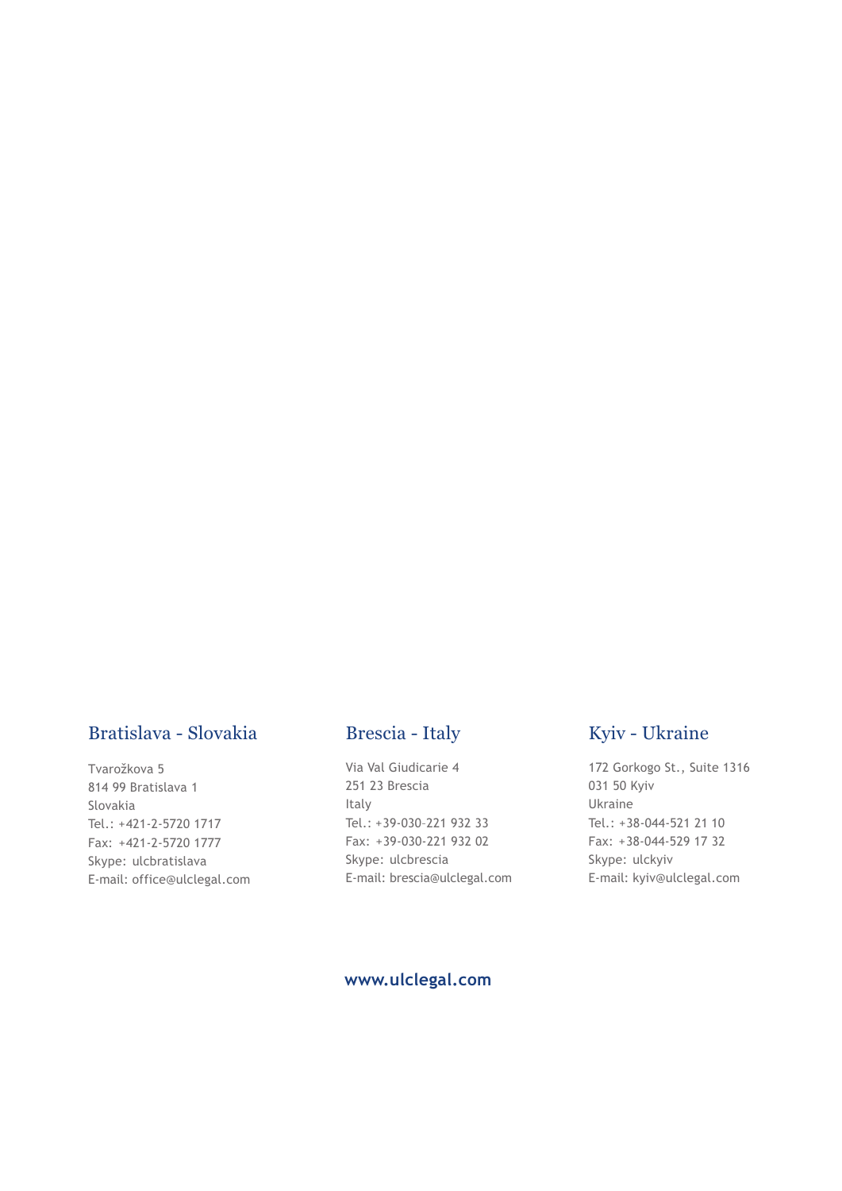## Bratislava - Slovakia

Tvarožkova 5
814 99 Bratislava 1
Slovakia
Tel.: +421-2-5720 1717
Fax: +421-2-5720 1777
Skype: ulcbratislava
E-mail: office@ulclegal.com

## Brescia - Italy

Via Val Giudicarie 4
251 23 Brescia
Italy
Tel.: +39-030-221 932 33
Fax: +39-030-221 932 02
Skype: ulcbrescia
E-mail: brescia@ulclegal.com

## Kyiv - Ukraine

172 Gorkogo St., Suite 1316
031 50 Kyiv
Ukraine
Tel.: +38-044-521 21 10
Fax: +38-044-529 17 32
Skype: ulckyiv
E-mail: kyiv@ulclegal.com

**www.ulclegal.com**